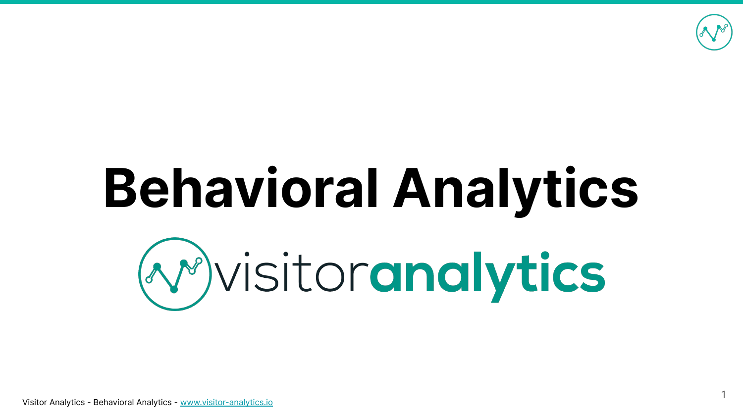# Behavioral Analytics

visitoranalytics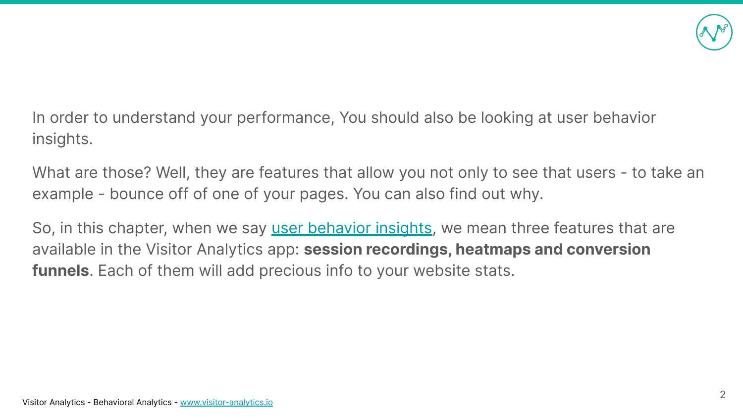In order to understand your performance, You should also be looking at user behavior insights.

What are those? Well, they are features that allow you not only to see that users - to take an example - bounce off of one of your pages. You can also find out why.

So, in this chapter, when we say user behavior insights, we mean three features that are available in the Visitor Analytics app: **session recordings, heatmaps and conversion funnels**. Each of them will add precious info to your website stats.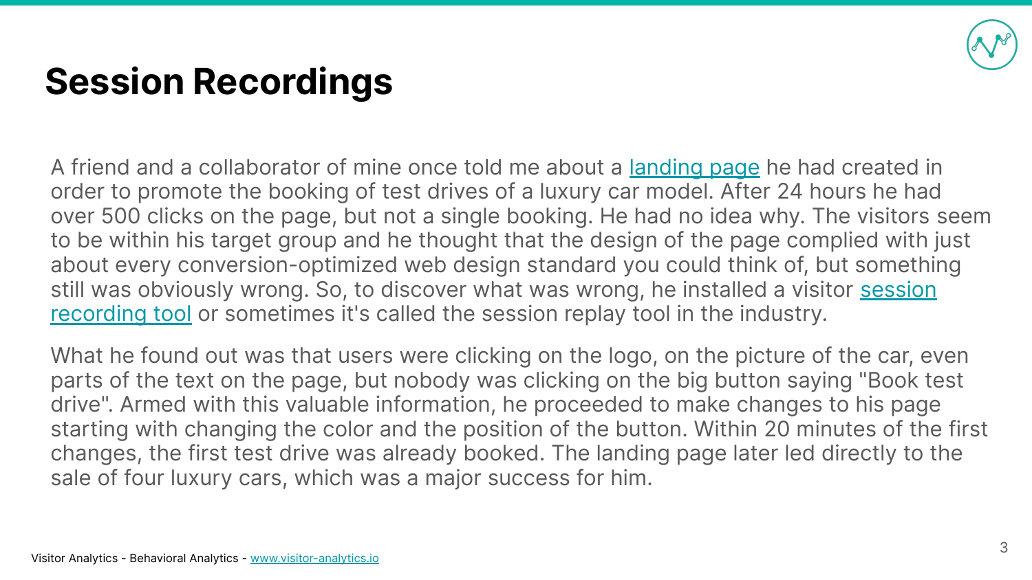# Session Recordings

A friend and a collaborator of mine once told me about a landing page he had created in order to promote the booking of test drives of a luxury car model. After 24 hours he had over 500 clicks on the page, but not a single booking. He had no idea why. The visitors seem to be within his target group and he thought that the design of the page complied with just about every conversion-optimized web design standard you could think of, but something still was obviously wrong. So, to discover what was wrong, he installed a visitor session recording tool or sometimes it's called the session replay tool in the industry.

What he found out was that users were clicking on the logo, on the picture of the car, even parts of the text on the page, but nobody was clicking on the big button saying "Book test drive". Armed with this valuable information, he proceeded to make changes to his page starting with changing the color and the position of the button. Within 20 minutes of the first changes, the first test drive was already booked. The landing page later led directly to the sale of four luxury cars, which was a major success for him.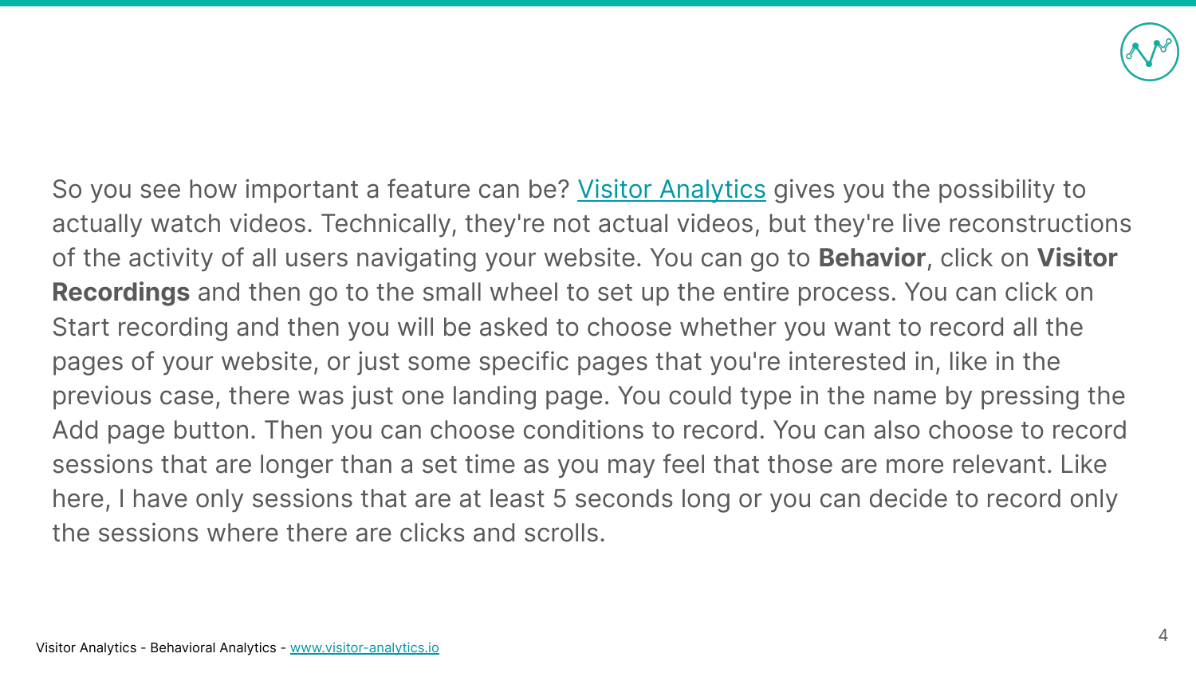So you see how important a feature can be? [Visitor Analytics](https://www.visitor-analytics.io) gives you the possibility to actually watch videos. Technically, they're not actual videos, but they're live reconstructions of the activity of all users navigating your website. You can go to **Behavior**, click on **Visitor Recordings** and then go to the small wheel to set up the entire process. You can click on Start recording and then you will be asked to choose whether you want to record all the pages of your website, or just some specific pages that you're interested in, like in the previous case, there was just one landing page. You could type in the name by pressing the Add page button. Then you can choose conditions to record. You can also choose to record sessions that are longer than a set time as you may feel that those are more relevant. Like here, I have only sessions that are at least 5 seconds long or you can decide to record only the sessions where there are clicks and scrolls.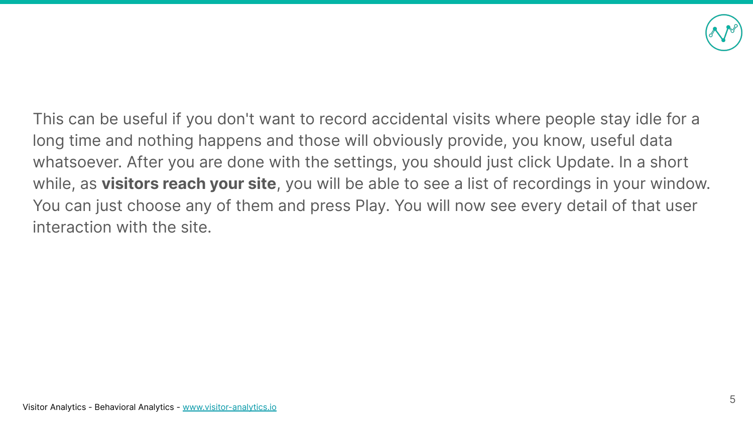This can be useful if you don't want to record accidental visits where people stay idle for a long time and nothing happens and those will obviously provide, you know, useful data whatsoever. After you are done with the settings, you should just click Update. In a short while, as **visitors reach your site**, you will be able to see a list of recordings in your window. You can just choose any of them and press Play. You will now see every detail of that user interaction with the site.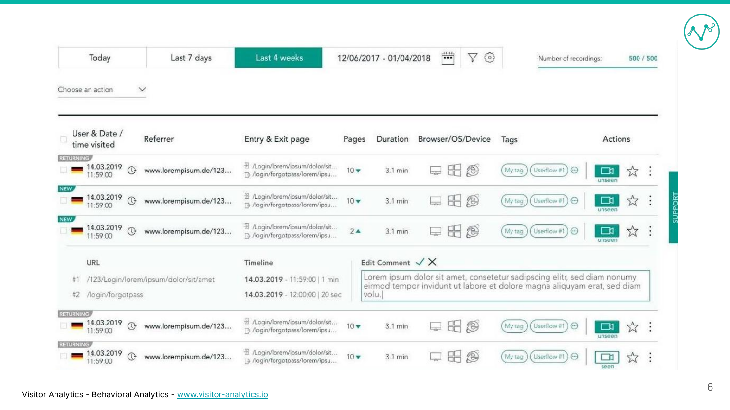| Today | Last 7 days | Last 4 weeks | 12/06/2017 - 01/04/2018 |
|---|---|---|---|

Number of recordings: 500 / 500

Choose an action

| | User & Date / time visited | Referrer | Entry & Exit page | Pages | Duration | Browser/OS/Device | Tags | Actions |
|---|---|---|---|---|---|---|---|---|
| RETURNING | 14.03.2019 11:59:00 | www.lorempisum.de/123... | /Login/lorem/ipsum/dolor/sit... /login/forgotpass/lorem/ipsu... | 10 ▾ | 3.1 min | | My tag, Userflow #1 | unseen |
| NEW | 14.03.2019 11:59:00 | www.lorempisum.de/123... | /Login/lorem/ipsum/dolor/sit... /login/forgotpass/lorem/ipsu... | 10 ▾ | 3.1 min | | My tag, Userflow #1 | unseen |
| NEW | 14.03.2019 11:59:00 | www.lorempisum.de/123... | /Login/lorem/ipsum/dolor/sit... /login/forgotpass/lorem/ipsu... | 2 ▴ | 3.1 min | | My tag, Userflow #1 | unseen |
| RETURNING | 14.03.2019 11:59:00 | www.lorempisum.de/123... | /Login/lorem/ipsum/dolor/sit... /login/forgotpass/lorem/ipsu... | 10 ▾ | 3.1 min | | My tag, Userflow #1 | unseen |
| RETURNING | 14.03.2019 11:59:00 | www.lorempisum.de/123... | /Login/lorem/ipsum/dolor/sit... /login/forgotpass/lorem/ipsu... | 10 ▾ | 3.1 min | | My tag, Userflow #1 | seen |

| | URL | Timeline |
|---|---|---|
| #1 | /123/Login/lorem/ipsum/dolor/sit/amet | 14.03.2019 - 11:59:00 \| 1 min |
| #2 | /login/forgotpass | 14.03.2019 - 12:00:00 \| 20 sec |

Edit Comment

Lorem ipsum dolor sit amet, consetetur sadipscing elitr, sed diam nonumy eirmod tempor invidunt ut labore et dolore magna aliquyam erat, sed diam volu.

SUPPORT

Visitor Analytics - Behavioral Analytics - [www.visitor-analytics.io](http://www.visitor-analytics.io)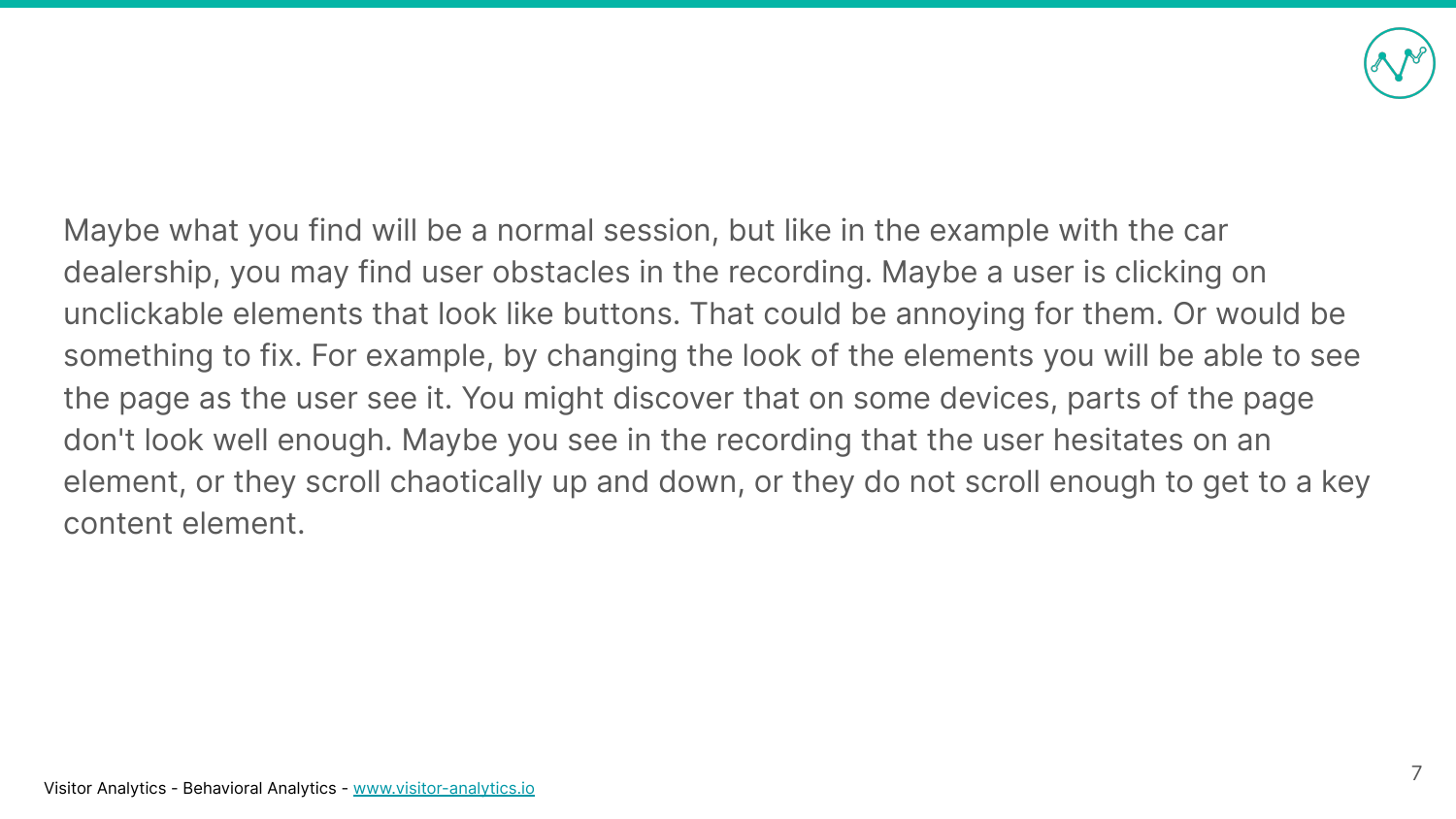Maybe what you find will be a normal session, but like in the example with the car dealership, you may find user obstacles in the recording. Maybe a user is clicking on unclickable elements that look like buttons. That could be annoying for them. Or would be something to fix. For example, by changing the look of the elements you will be able to see the page as the user see it. You might discover that on some devices, parts of the page don't look well enough. Maybe you see in the recording that the user hesitates on an element, or they scroll chaotically up and down, or they do not scroll enough to get to a key content element.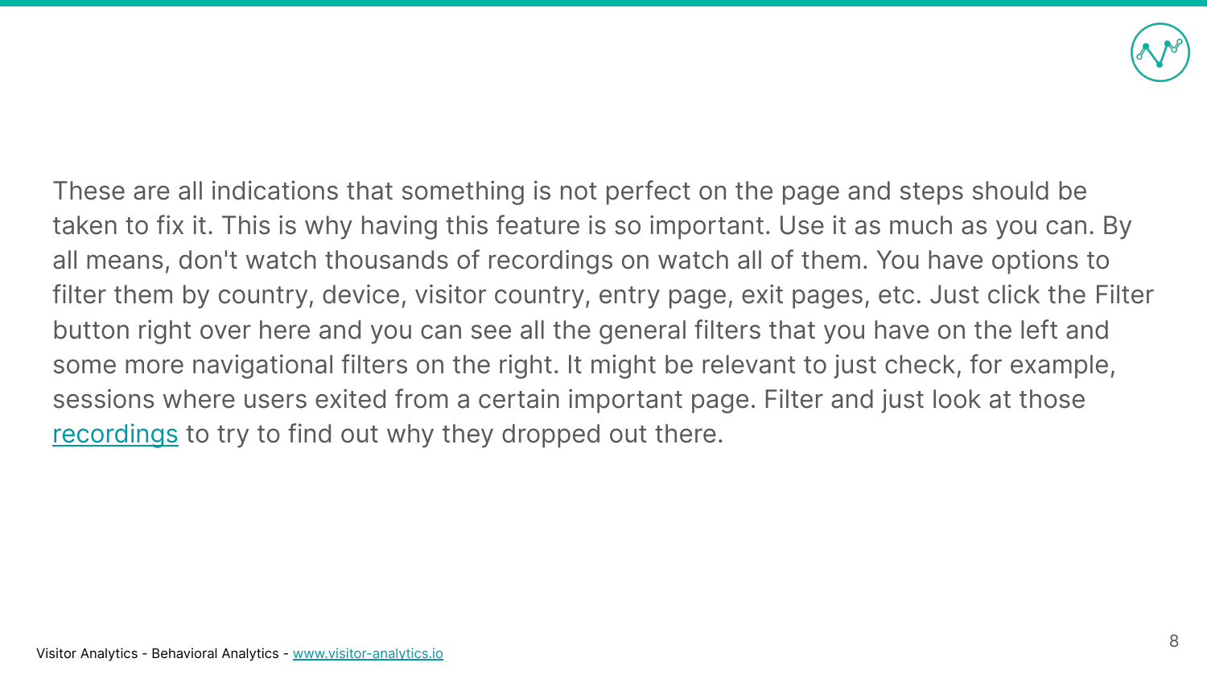These are all indications that something is not perfect on the page and steps should be taken to fix it. This is why having this feature is so important. Use it as much as you can. By all means, don't watch thousands of recordings on watch all of them. You have options to filter them by country, device, visitor country, entry page, exit pages, etc. Just click the Filter button right over here and you can see all the general filters that you have on the left and some more navigational filters on the right. It might be relevant to just check, for example, sessions where users exited from a certain important page. Filter and just look at those recordings to try to find out why they dropped out there.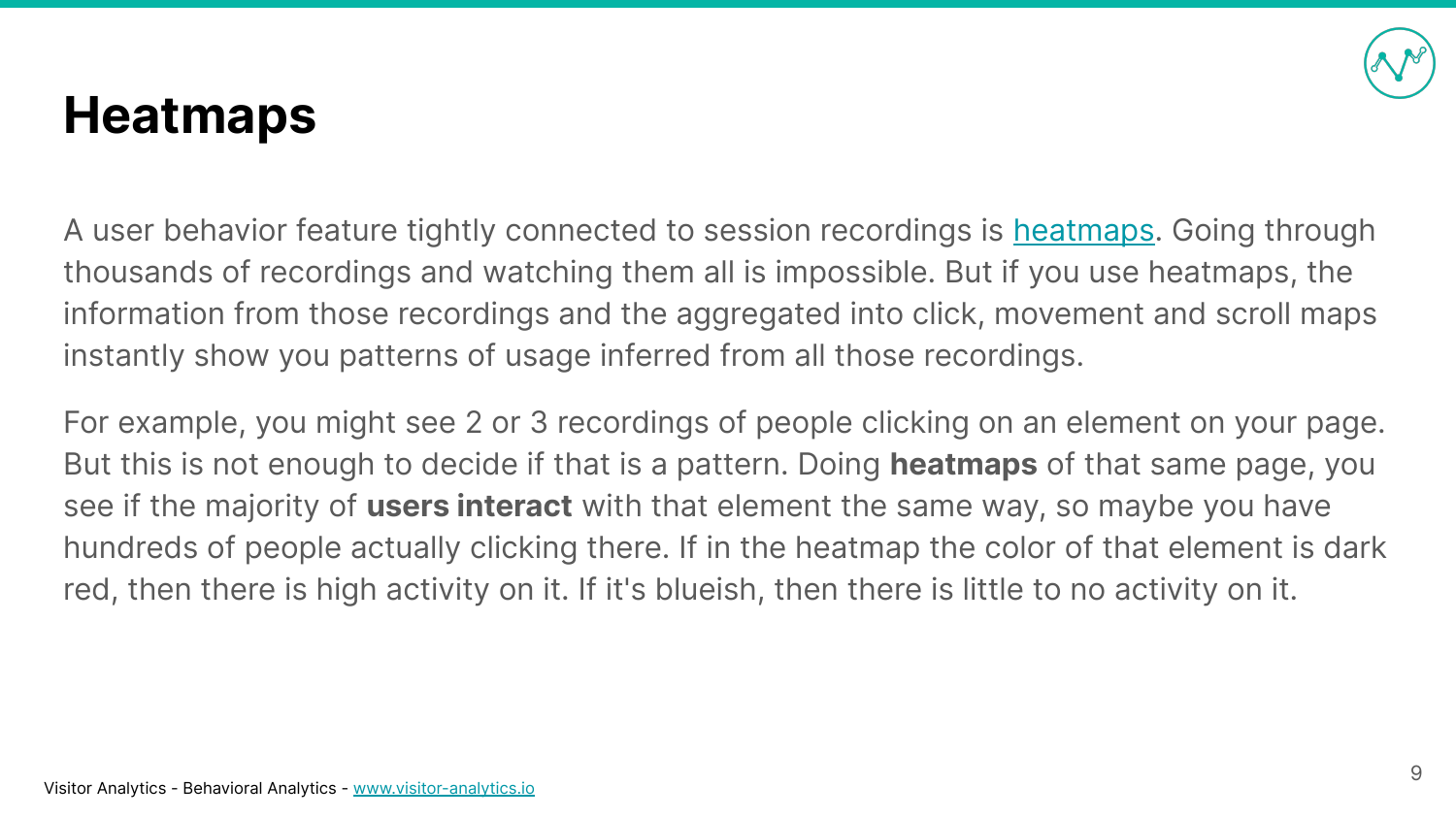# Heatmaps

A user behavior feature tightly connected to session recordings is [heatmaps](). Going through thousands of recordings and watching them all is impossible. But if you use heatmaps, the information from those recordings and the aggregated into click, movement and scroll maps instantly show you patterns of usage inferred from all those recordings.

For example, you might see 2 or 3 recordings of people clicking on an element on your page. But this is not enough to decide if that is a pattern. Doing **heatmaps** of that same page, you see if the majority of **users interact** with that element the same way, so maybe you have hundreds of people actually clicking there. If in the heatmap the color of that element is dark red, then there is high activity on it. If it's blueish, then there is little to no activity on it.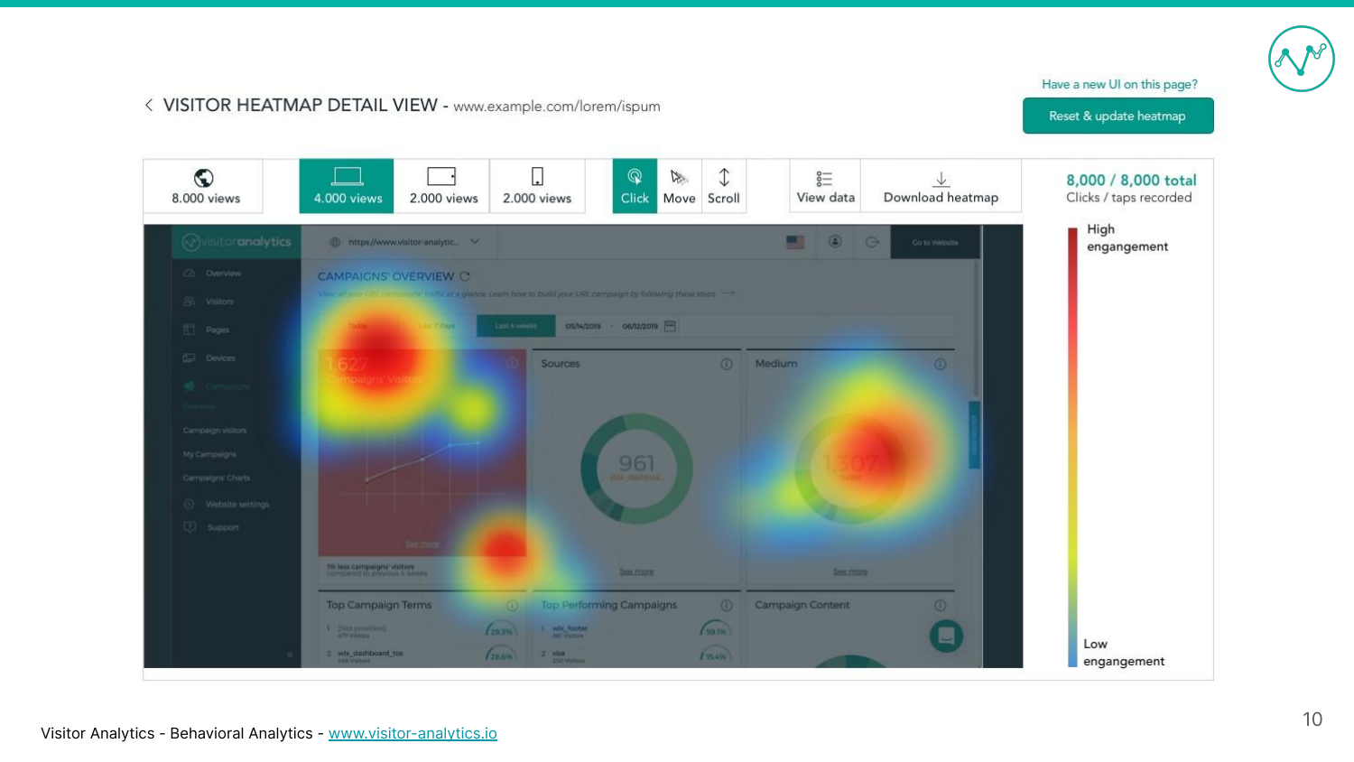# VISITOR HEATMAP DETAIL VIEW - www.example.com/lorem/ispum

Have a new UI on this page?

Reset & update heatmap

8.000 views | 4.000 views | 2.000 views | 2.000 views | Click | Move | Scroll | View data | Download heatmap

**8,000 / 8,000 total**
Clicks / taps recorded

High engangement

Low engangement

Visitor Analytics - Behavioral Analytics - [www.visitor-analytics.io](http://www.visitor-analytics.io)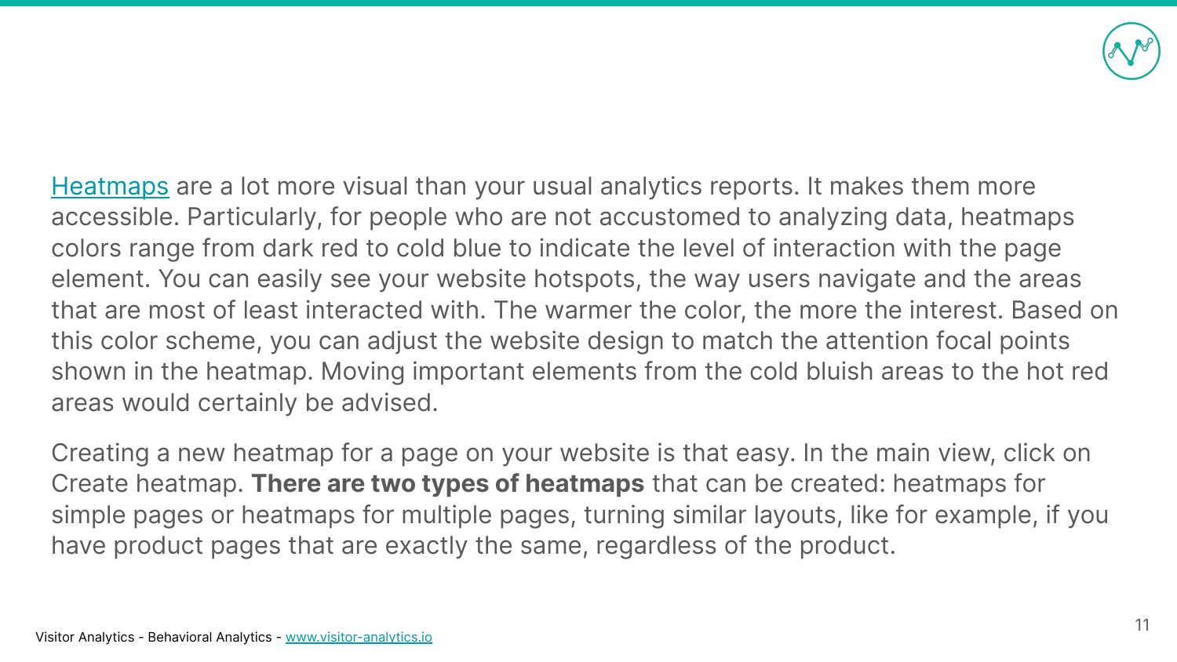Heatmaps are a lot more visual than your usual analytics reports. It makes them more accessible. Particularly, for people who are not accustomed to analyzing data, heatmaps colors range from dark red to cold blue to indicate the level of interaction with the page element. You can easily see your website hotspots, the way users navigate and the areas that are most of least interacted with. The warmer the color, the more the interest. Based on this color scheme, you can adjust the website design to match the attention focal points shown in the heatmap. Moving important elements from the cold bluish areas to the hot red areas would certainly be advised.

Creating a new heatmap for a page on your website is that easy. In the main view, click on Create heatmap. **There are two types of heatmaps** that can be created: heatmaps for simple pages or heatmaps for multiple pages, turning similar layouts, like for example, if you have product pages that are exactly the same, regardless of the product.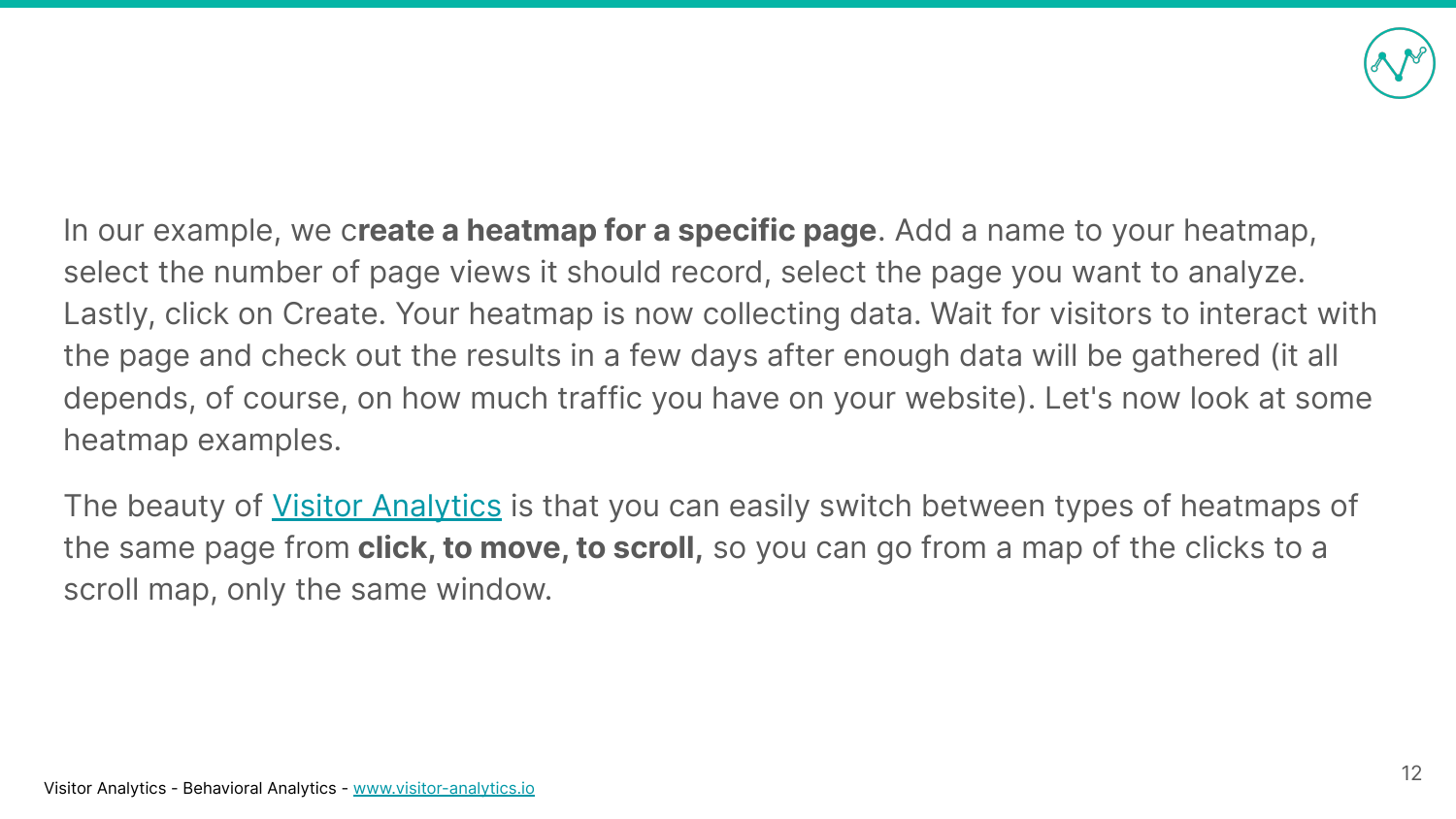In our example, we c**reate a heatmap for a specific page**. Add a name to your heatmap, select the number of page views it should record, select the page you want to analyze. Lastly, click on Create. Your heatmap is now collecting data. Wait for visitors to interact with the page and check out the results in a few days after enough data will be gathered (it all depends, of course, on how much traffic you have on your website). Let's now look at some heatmap examples.

The beauty of [Visitor Analytics](https://www.visitor-analytics.io) is that you can easily switch between types of heatmaps of the same page from **click, to move, to scroll,** so you can go from a map of the clicks to a scroll map, only the same window.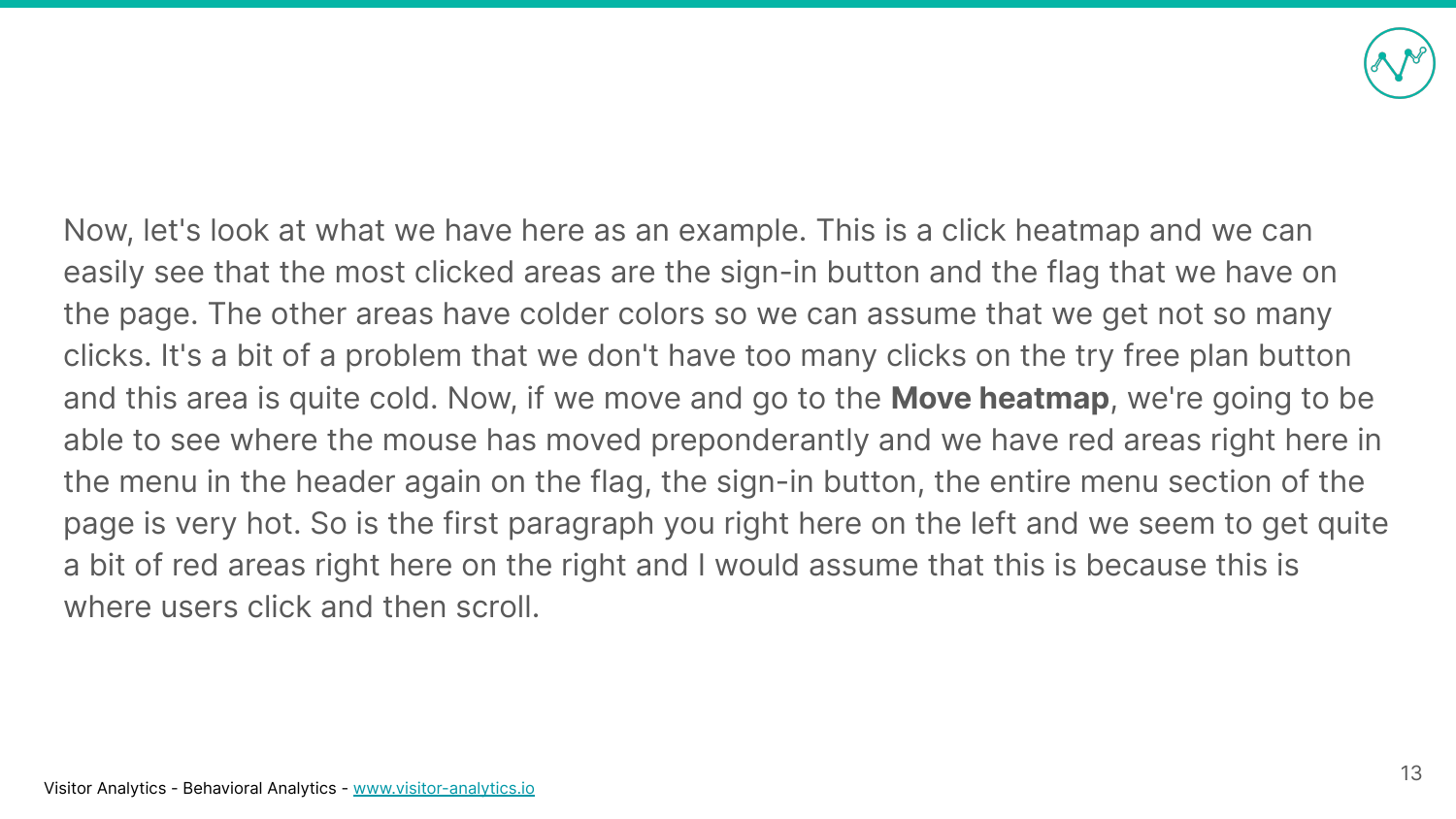Now, let's look at what we have here as an example. This is a click heatmap and we can easily see that the most clicked areas are the sign-in button and the flag that we have on the page. The other areas have colder colors so we can assume that we get not so many clicks. It's a bit of a problem that we don't have too many clicks on the try free plan button and this area is quite cold. Now, if we move and go to the **Move heatmap**, we're going to be able to see where the mouse has moved preponderantly and we have red areas right here in the menu in the header again on the flag, the sign-in button, the entire menu section of the page is very hot. So is the first paragraph you right here on the left and we seem to get quite a bit of red areas right here on the right and I would assume that this is because this is where users click and then scroll.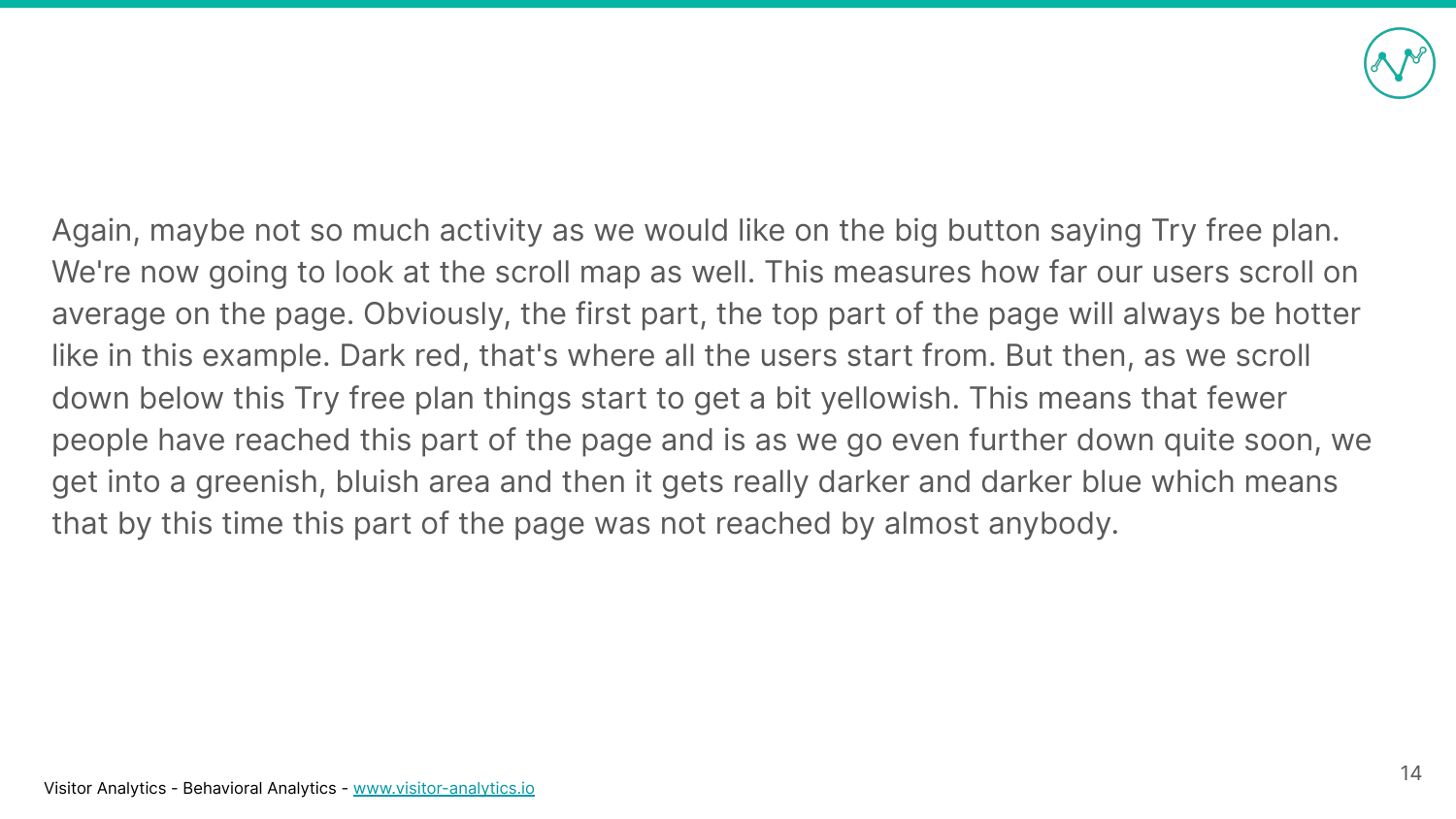Again, maybe not so much activity as we would like on the big button saying Try free plan. We're now going to look at the scroll map as well. This measures how far our users scroll on average on the page. Obviously, the first part, the top part of the page will always be hotter like in this example. Dark red, that's where all the users start from. But then, as we scroll down below this Try free plan things start to get a bit yellowish. This means that fewer people have reached this part of the page and is as we go even further down quite soon, we get into a greenish, bluish area and then it gets really darker and darker blue which means that by this time this part of the page was not reached by almost anybody.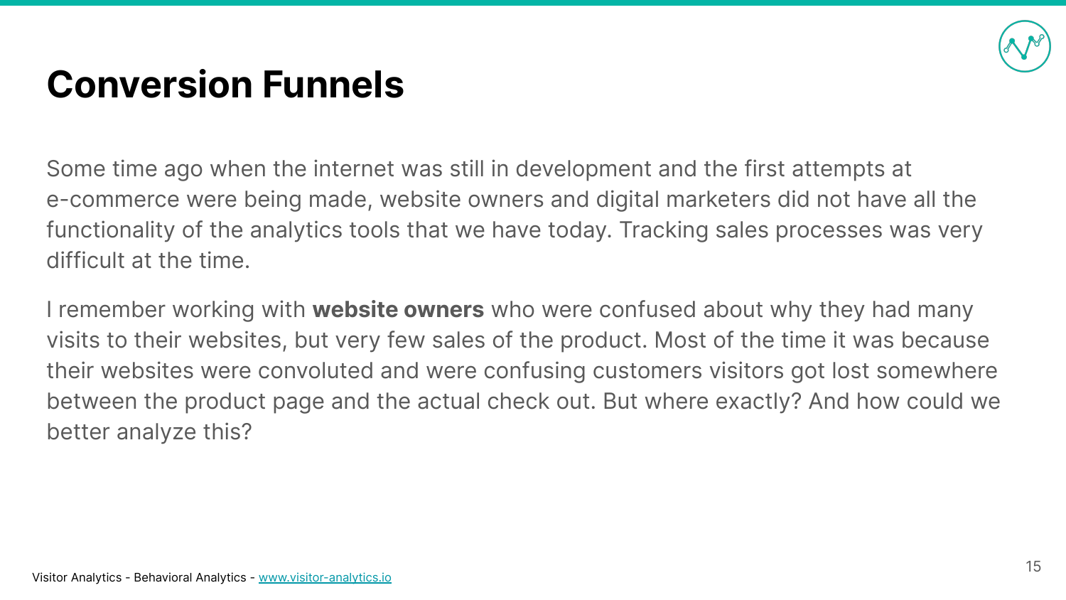# Conversion Funnels

Some time ago when the internet was still in development and the first attempts at e-commerce were being made, website owners and digital marketers did not have all the functionality of the analytics tools that we have today. Tracking sales processes was very difficult at the time.

I remember working with **website owners** who were confused about why they had many visits to their websites, but very few sales of the product. Most of the time it was because their websites were convoluted and were confusing customers visitors got lost somewhere between the product page and the actual check out. But where exactly? And how could we better analyze this?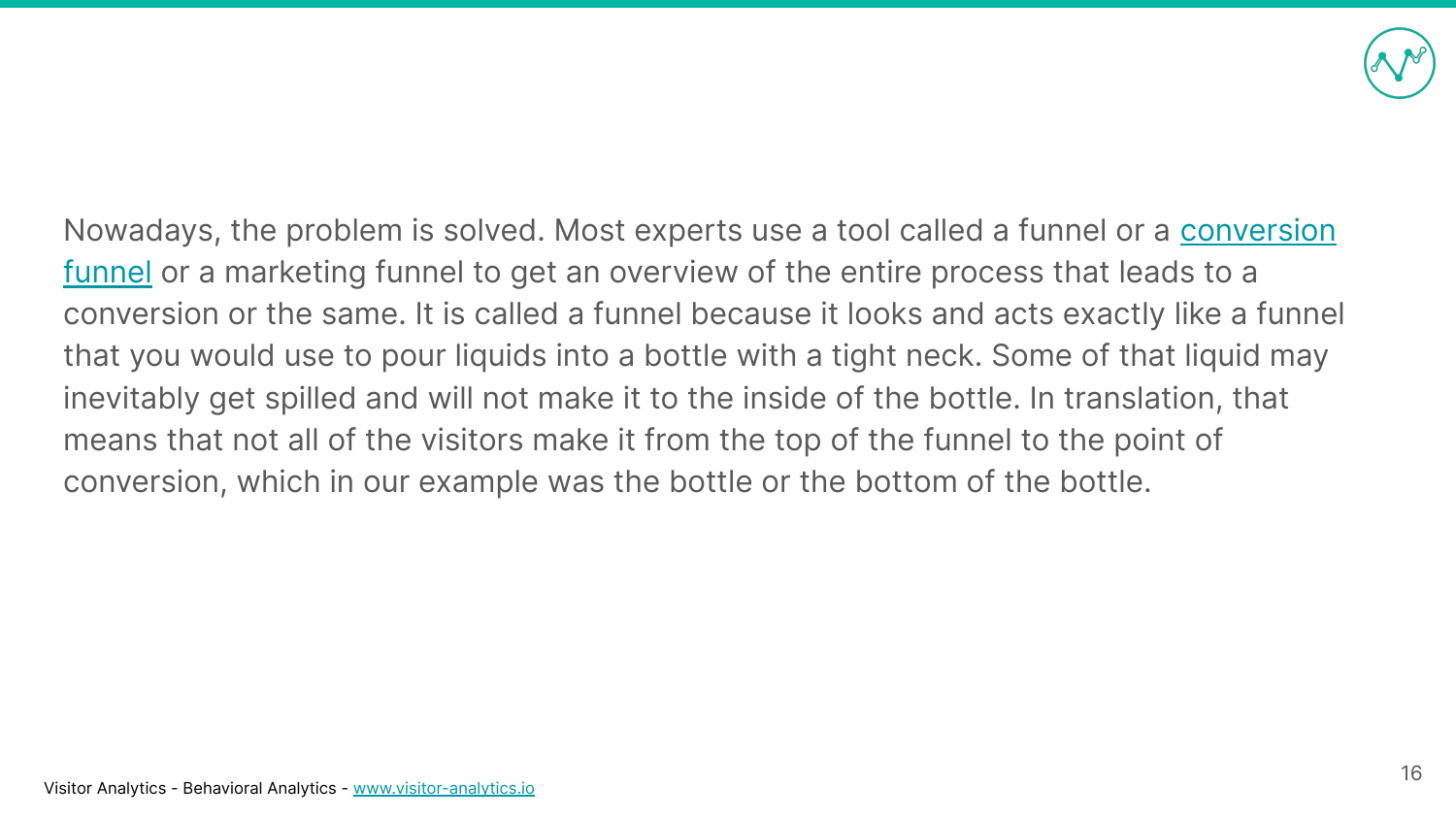Nowadays, the problem is solved. Most experts use a tool called a funnel or a [conversion funnel]() or a marketing funnel to get an overview of the entire process that leads to a conversion or the same. It is called a funnel because it looks and acts exactly like a funnel that you would use to pour liquids into a bottle with a tight neck. Some of that liquid may inevitably get spilled and will not make it to the inside of the bottle. In translation, that means that not all of the visitors make it from the top of the funnel to the point of conversion, which in our example was the bottle or the bottom of the bottle.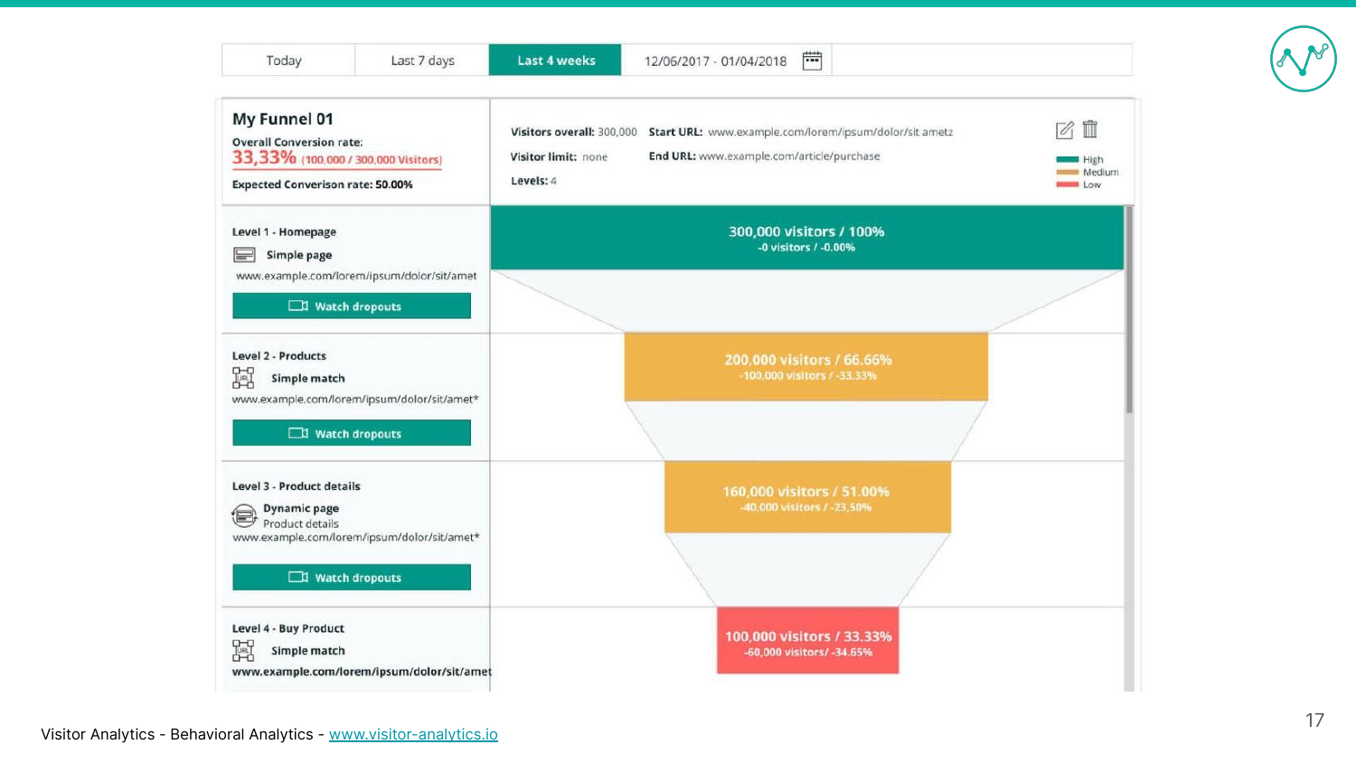Today | Last 7 days | **Last 4 weeks** | 12/06/2017 - 01/04/2018

## My Funnel 01

Overall Conversion rate:
**33,33%** (100,000 / 300,000 Visitors)

Expected Converison rate: **50.00%**

**Visitors overall:** 300,000
**Visitor limit:** none
**Levels:** 4

**Start URL:** www.example.com/lorem/ipsum/dolor/sit ametz
**End URL:** www.example.com/article/purchase

- High
- Medium
- Low

| Level | Funnel |
| --- | --- |
| **Level 1 - Homepage**<br>Simple page<br>www.example.com/lorem/ipsum/dolor/sit/amet<br>Watch dropouts | **300,000 visitors / 100%**<br>-0 visitors / -0.00% |
| **Level 2 - Products**<br>Simple match<br>www.example.com/lorem/ipsum/dolor/sit/amet*<br>Watch dropouts | **200,000 visitors / 66.66%**<br>-100,000 visitors / -33.33% |
| **Level 3 - Product details**<br>Dynamic page<br>Product details<br>www.example.com/lorem/ipsum/dolor/sit/amet*<br>Watch dropouts | **160,000 visitors / 51.00%**<br>-40,000 visitors / -23,50% |
| **Level 4 - Buy Product**<br>Simple match<br>www.example.com/lorem/ipsum/dolor/sit/amet | **100,000 visitors / 33.33%**<br>-60,000 visitors/ -34.65% |

Visitor Analytics - Behavioral Analytics - [www.visitor-analytics.io](www.visitor-analytics.io)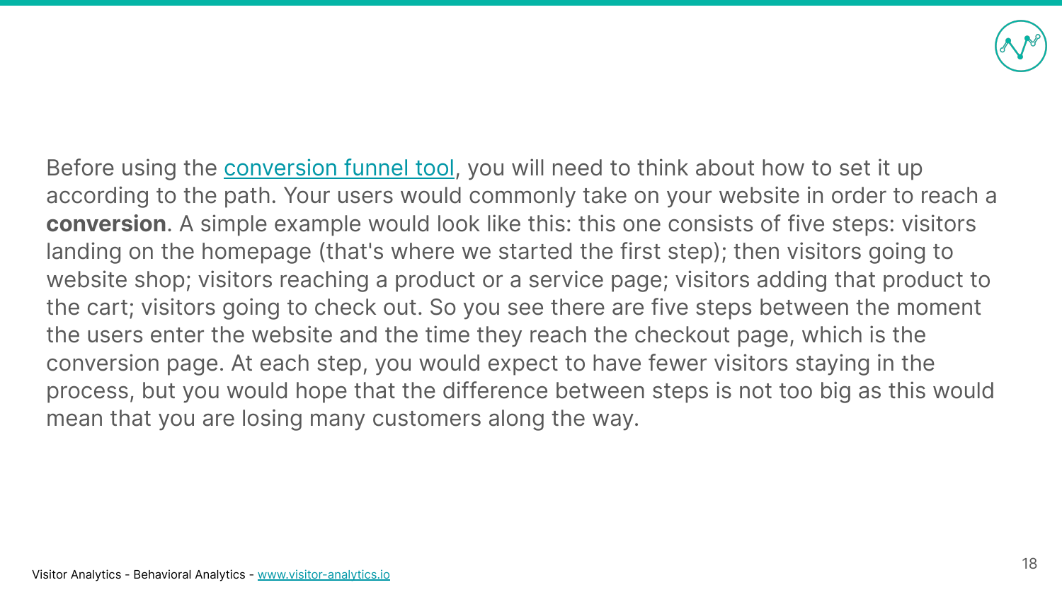Before using the conversion funnel tool, you will need to think about how to set it up according to the path. Your users would commonly take on your website in order to reach a **conversion**. A simple example would look like this: this one consists of five steps: visitors landing on the homepage (that's where we started the first step); then visitors going to website shop; visitors reaching a product or a service page; visitors adding that product to the cart; visitors going to check out. So you see there are five steps between the moment the users enter the website and the time they reach the checkout page, which is the conversion page. At each step, you would expect to have fewer visitors staying in the process, but you would hope that the difference between steps is not too big as this would mean that you are losing many customers along the way.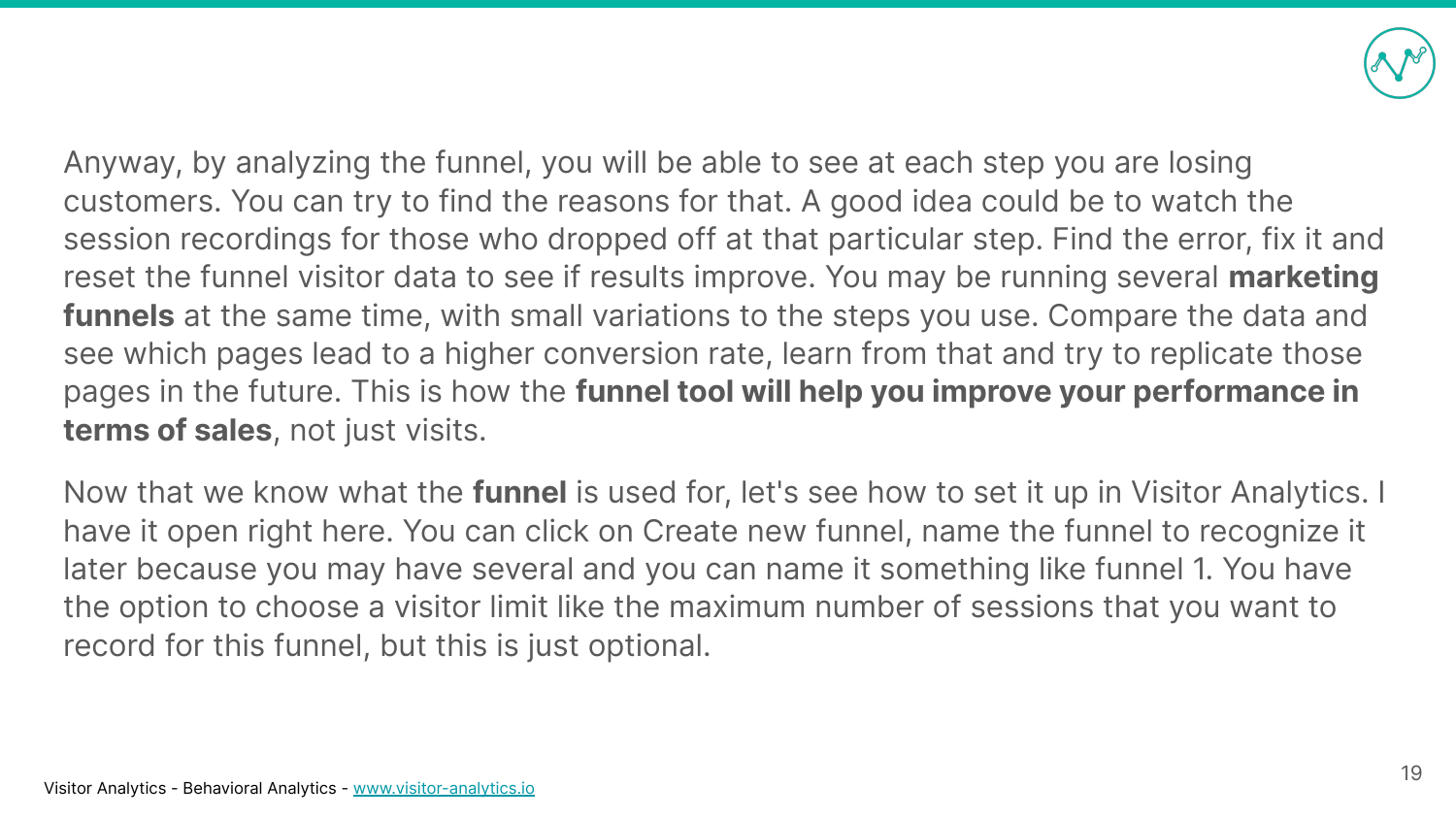Anyway, by analyzing the funnel, you will be able to see at each step you are losing customers. You can try to find the reasons for that. A good idea could be to watch the session recordings for those who dropped off at that particular step. Find the error, fix it and reset the funnel visitor data to see if results improve. You may be running several **marketing funnels** at the same time, with small variations to the steps you use. Compare the data and see which pages lead to a higher conversion rate, learn from that and try to replicate those pages in the future. This is how the **funnel tool will help you improve your performance in terms of sales**, not just visits.

Now that we know what the **funnel** is used for, let's see how to set it up in Visitor Analytics. I have it open right here. You can click on Create new funnel, name the funnel to recognize it later because you may have several and you can name it something like funnel 1. You have the option to choose a visitor limit like the maximum number of sessions that you want to record for this funnel, but this is just optional.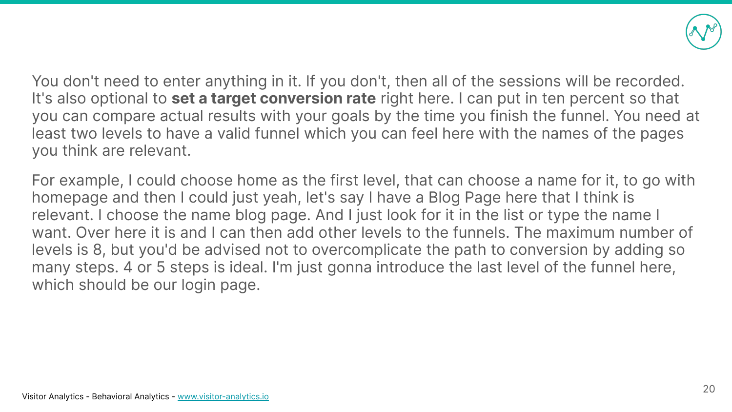You don't need to enter anything in it. If you don't, then all of the sessions will be recorded. It's also optional to **set a target conversion rate** right here. I can put in ten percent so that you can compare actual results with your goals by the time you finish the funnel. You need at least two levels to have a valid funnel which you can feel here with the names of the pages you think are relevant.

For example, I could choose home as the first level, that can choose a name for it, to go with homepage and then I could just yeah, let's say I have a Blog Page here that I think is relevant. I choose the name blog page. And I just look for it in the list or type the name I want. Over here it is and I can then add other levels to the funnels. The maximum number of levels is 8, but you'd be advised not to overcomplicate the path to conversion by adding so many steps. 4 or 5 steps is ideal. I'm just gonna introduce the last level of the funnel here, which should be our login page.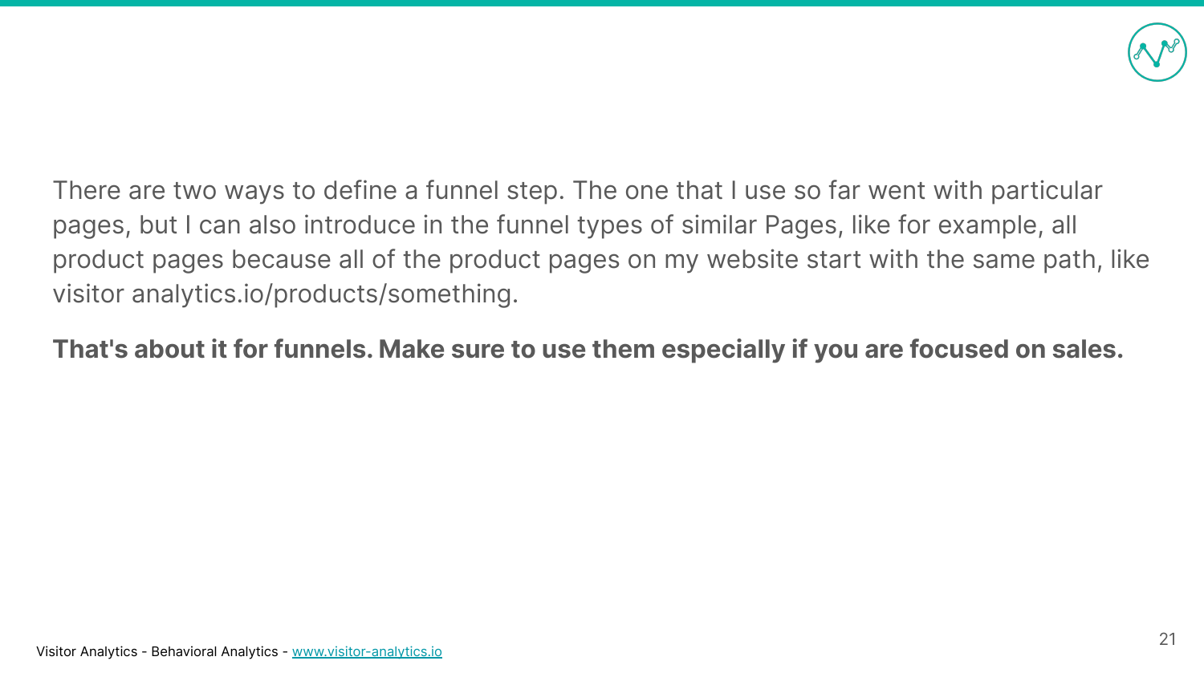There are two ways to define a funnel step. The one that I use so far went with particular pages, but I can also introduce in the funnel types of similar Pages, like for example, all product pages because all of the product pages on my website start with the same path, like visitor analytics.io/products/something.

**That's about it for funnels. Make sure to use them especially if you are focused on sales.**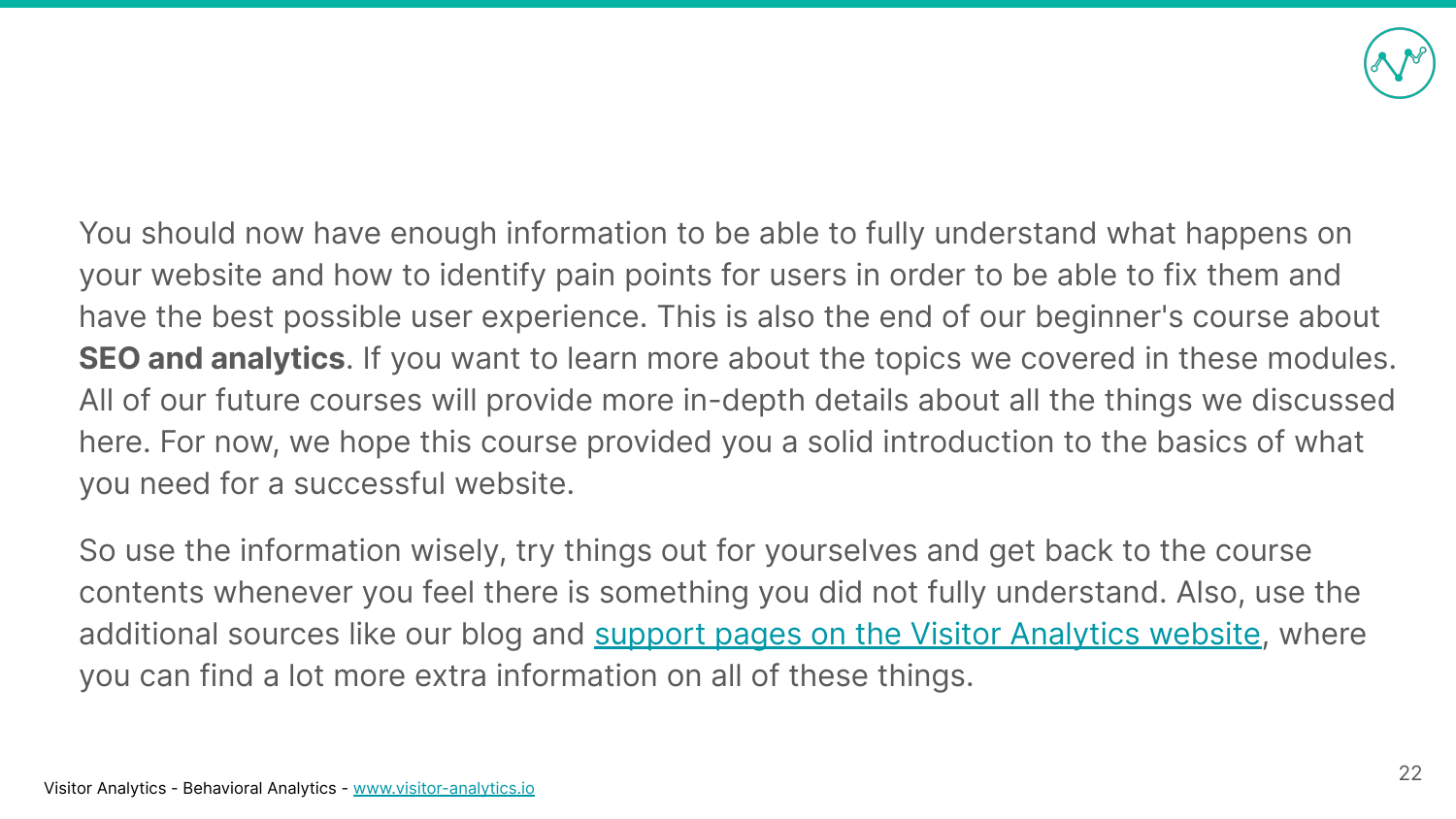You should now have enough information to be able to fully understand what happens on your website and how to identify pain points for users in order to be able to fix them and have the best possible user experience. This is also the end of our beginner's course about **SEO and analytics**. If you want to learn more about the topics we covered in these modules. All of our future courses will provide more in-depth details about all the things we discussed here. For now, we hope this course provided you a solid introduction to the basics of what you need for a successful website.

So use the information wisely, try things out for yourselves and get back to the course contents whenever you feel there is something you did not fully understand. Also, use the additional sources like our blog and support pages on the Visitor Analytics website, where you can find a lot more extra information on all of these things.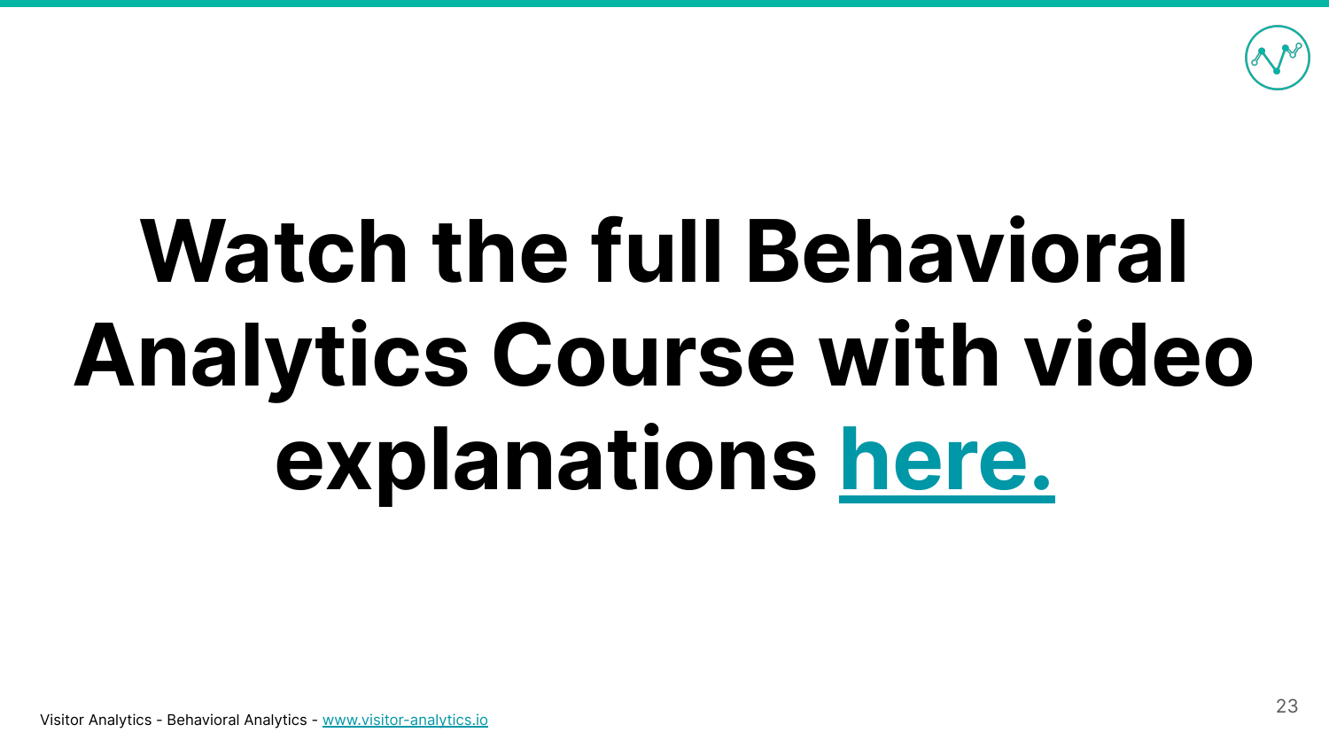# Watch the full Behavioral Analytics Course with video explanations here.